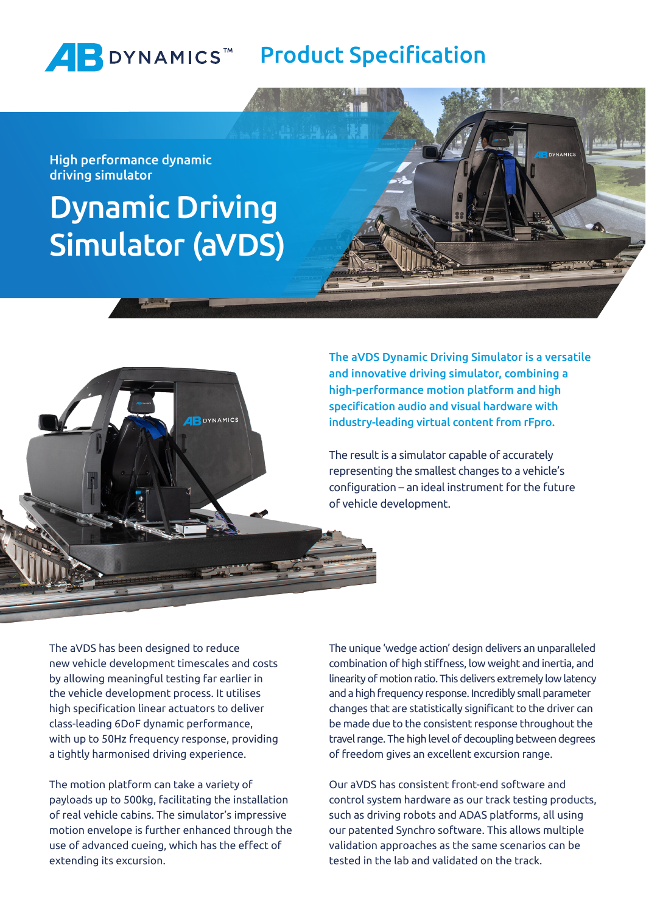# AB DYNAMICS™ Product Specification

High performance dynamic driving simulator

# Dynamic Driving Simulator (aVDS)

**The aVDS Dynamic Driving Simulator is a versatile and innovative driving simulator, combining a high-performance motion platform and high specification audio and visual hardware with industry-leading virtual content from rFpro.**

The result is a simulator capable of accurately representing the smallest changes to a vehicle's configuration – an ideal instrument for the future of vehicle development.

The aVDS has been designed to reduce new vehicle development timescales and costs by allowing meaningful testing far earlier in the vehicle development process. It utilises high specification linear actuators to deliver class-leading 6DoF dynamic performance, with up to 50Hz frequency response, providing a tightly harmonised driving experience.

The motion platform can take a variety of payloads up to 500kg, facilitating the installation of real vehicle cabins. The simulator's impressive motion envelope is further enhanced through the use of advanced cueing, which has the effect of extending its excursion.

The unique 'wedge action' design delivers an unparalleled combination of high stiffness, low weight and inertia, and linearity of motion ratio. This delivers extremely low latency and a high frequency response. Incredibly small parameter changes that are statistically significant to the driver can be made due to the consistent response throughout the travel range. The high level of decoupling between degrees of freedom gives an excellent excursion range.

Our aVDS has consistent front-end software and control system hardware as our track testing products, such as driving robots and ADAS platforms, all using our patented Synchro software. This allows multiple validation approaches as the same scenarios can be tested in the lab and validated on the track.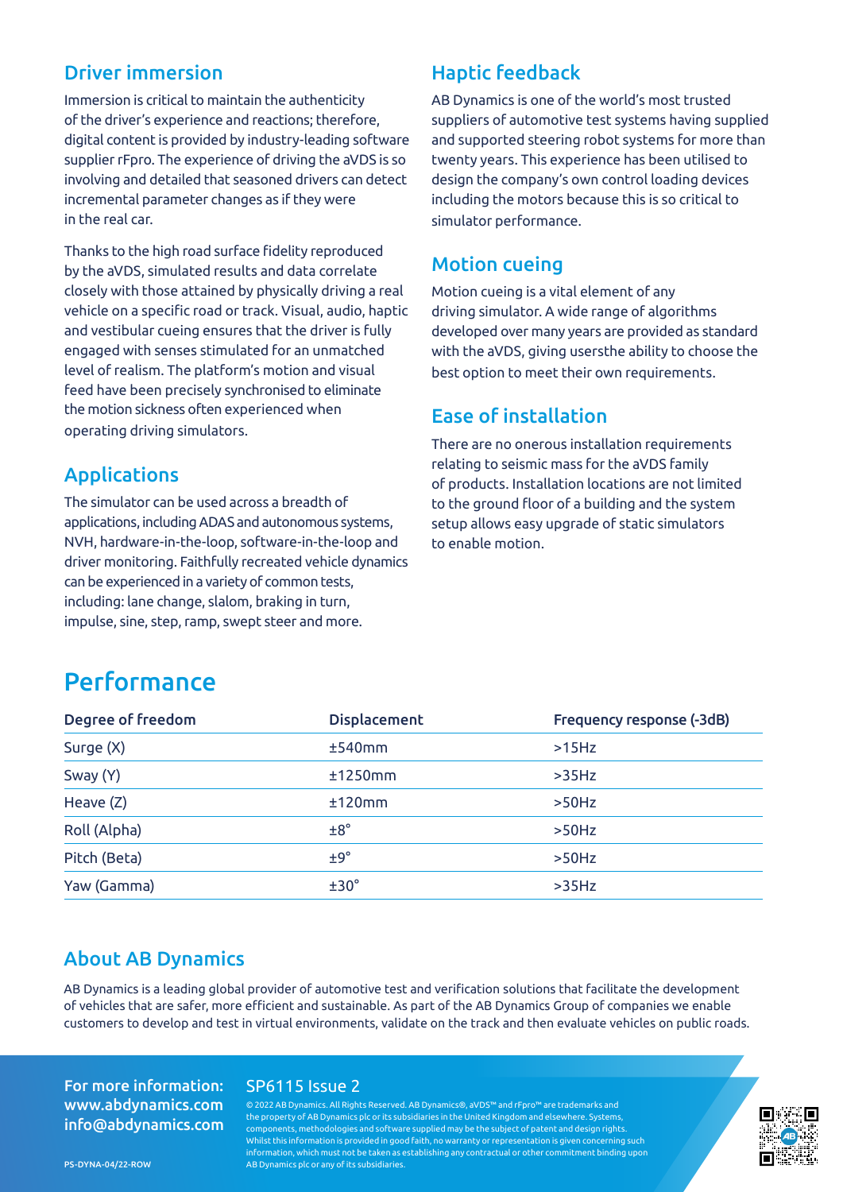## Driver immersion

Immersion is critical to maintain the authenticity of the driver's experience and reactions; therefore, digital content is provided by industry-leading software supplier rFpro. The experience of driving the aVDS is so involving and detailed that seasoned drivers can detect incremental parameter changes as if they were in the real car.

Thanks to the high road surface fidelity reproduced by the aVDS, simulated results and data correlate closely with those attained by physically driving a real vehicle on a specific road or track. Visual, audio, haptic and vestibular cueing ensures that the driver is fully engaged with senses stimulated for an unmatched level of realism. The platform's motion and visual feed have been precisely synchronised to eliminate the motion sickness often experienced when operating driving simulators.

## Applications

The simulator can be used across a breadth of applications, including ADAS and autonomous systems, NVH, hardware-in-the-loop, software-in-the-loop and driver monitoring. Faithfully recreated vehicle dynamics can be experienced in a variety of common tests, including: lane change, slalom, braking in turn, impulse, sine, step, ramp, swept steer and more.

## Haptic feedback

AB Dynamics is one of the world's most trusted suppliers of automotive test systems having supplied and supported steering robot systems for more than twenty years. This experience has been utilised to design the company's own control loading devices including the motors because this is so critical to simulator performance.

## Motion cueing

Motion cueing is a vital element of any driving simulator. A wide range of algorithms developed over many years are provided as standard with the aVDS, giving usersthe ability to choose the best option to meet their own requirements.

## Ease of installation

There are no onerous installation requirements relating to seismic mass for the aVDS family of products. Installation locations are not limited to the ground floor of a building and the system setup allows easy upgrade of static simulators to enable motion.

# Performance

| Degree of freedom | Displacement | Frequency response (-3dB) |
|---|---|---|
| Surge (X) | ±540mm | >15Hz |
| Sway (Y) | ±1250mm | >35Hz |
| Heave (Z) | ±120mm | >50Hz |
| Roll (Alpha) | ±8° | >50Hz |
| Pitch (Beta) | ±9° | >50Hz |
| Yaw (Gamma) | ±30° | >35Hz |

## About AB Dynamics

AB Dynamics is a leading global provider of automotive test and verification solutions that facilitate the development of vehicles that are safer, more efficient and sustainable. As part of the AB Dynamics Group of companies we enable customers to develop and test in virtual environments, validate on the track and then evaluate vehicles on public roads.

**For more information:**
**www.abdynamics.com**
**info@abdynamics.com**

SP6115 Issue 2

© 2022 AB Dynamics. All Rights Reserved. AB Dynamics®, aVDS™ and rFpro™ are trademarks and the property of AB Dynamics plc or its subsidiaries in the United Kingdom and elsewhere. Systems, components, methodologies and software supplied may be the subject of patent and design rights. Whilst this information is provided in good faith, no warranty or representation is given concerning such information, which must not be taken as establishing any contractual or other commitment binding upon AB Dynamics plc or any of its subsidiaries.

PS-DYNA-04/22-ROW